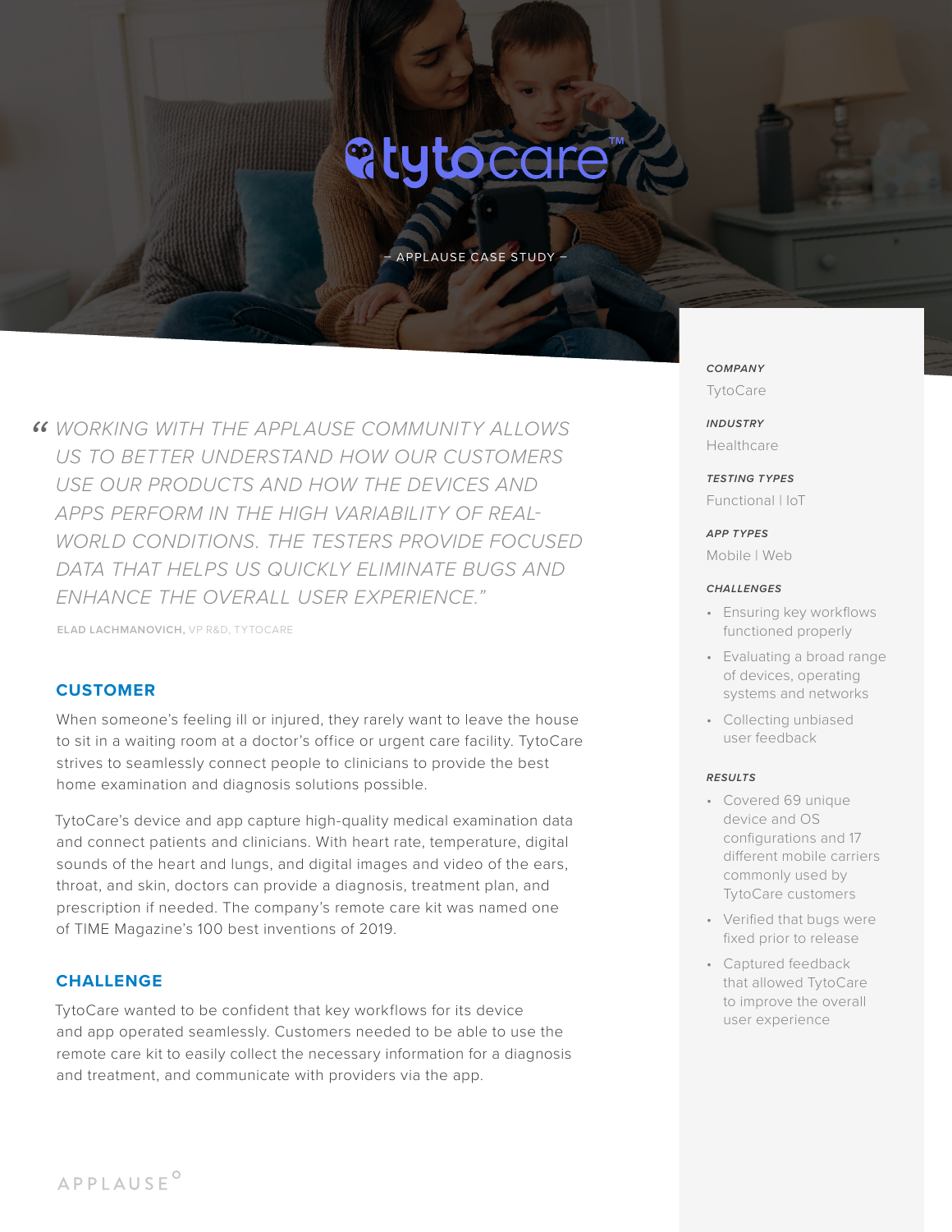# tytocare™

– APPLAUSE CASE STUDY –

> *"WORKING WITH THE APPLAUSE COMMUNITY ALLOWS US TO BETTER UNDERSTAND HOW OUR CUSTOMERS USE OUR PRODUCTS AND HOW THE DEVICES AND APPS PERFORM IN THE HIGH VARIABILITY OF REAL-WORLD CONDITIONS. THE TESTERS PROVIDE FOCUSED DATA THAT HELPS US QUICKLY ELIMINATE BUGS AND ENHANCE THE OVERALL USER EXPERIENCE."*
>
> **ELAD LACHMANOVICH,** VP R&D, TYTOCARE

## CUSTOMER

When someone's feeling ill or injured, they rarely want to leave the house to sit in a waiting room at a doctor's office or urgent care facility. TytoCare strives to seamlessly connect people to clinicians to provide the best home examination and diagnosis solutions possible.

TytoCare's device and app capture high-quality medical examination data and connect patients and clinicians. With heart rate, temperature, digital sounds of the heart and lungs, and digital images and video of the ears, throat, and skin, doctors can provide a diagnosis, treatment plan, and prescription if needed. The company's remote care kit was named one of TIME Magazine's 100 best inventions of 2019.

## CHALLENGE

TytoCare wanted to be confident that key workflows for its device and app operated seamlessly. Customers needed to be able to use the remote care kit to easily collect the necessary information for a diagnosis and treatment, and communicate with providers via the app.

**COMPANY**

TytoCare

**INDUSTRY**

Healthcare

**TESTING TYPES**

Functional | IoT

**APP TYPES**

Mobile | Web

**CHALLENGES**

- Ensuring key workflows functioned properly
- Evaluating a broad range of devices, operating systems and networks
- Collecting unbiased user feedback

**RESULTS**

- Covered 69 unique device and OS configurations and 17 different mobile carriers commonly used by TytoCare customers
- Verified that bugs were fixed prior to release
- Captured feedback that allowed TytoCare to improve the overall user experience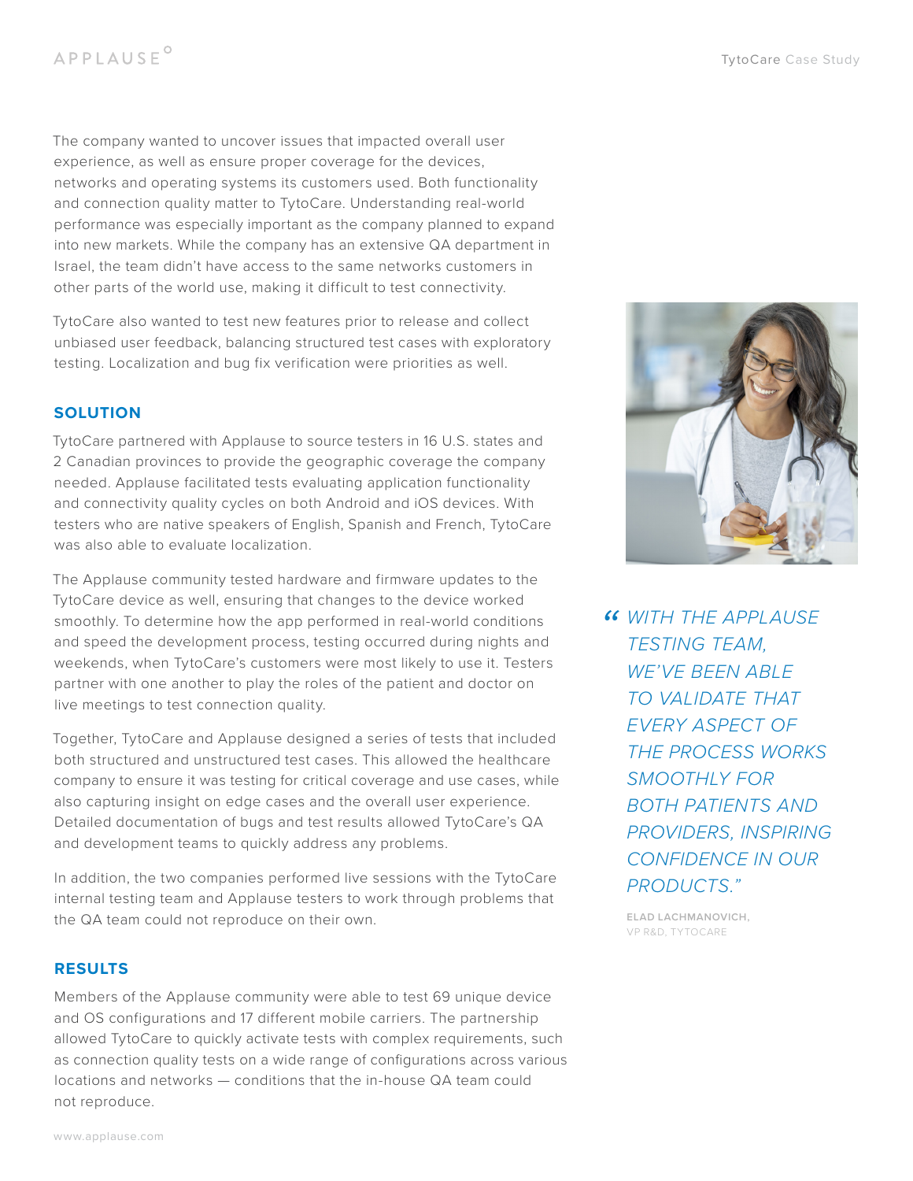The company wanted to uncover issues that impacted overall user experience, as well as ensure proper coverage for the devices, networks and operating systems its customers used. Both functionality and connection quality matter to TytoCare. Understanding real-world performance was especially important as the company planned to expand into new markets. While the company has an extensive QA department in Israel, the team didn't have access to the same networks customers in other parts of the world use, making it difficult to test connectivity.

TytoCare also wanted to test new features prior to release and collect unbiased user feedback, balancing structured test cases with exploratory testing. Localization and bug fix verification were priorities as well.

## SOLUTION

TytoCare partnered with Applause to source testers in 16 U.S. states and 2 Canadian provinces to provide the geographic coverage the company needed. Applause facilitated tests evaluating application functionality and connectivity quality cycles on both Android and iOS devices. With testers who are native speakers of English, Spanish and French, TytoCare was also able to evaluate localization.

The Applause community tested hardware and firmware updates to the TytoCare device as well, ensuring that changes to the device worked smoothly. To determine how the app performed in real-world conditions and speed the development process, testing occurred during nights and weekends, when TytoCare's customers were most likely to use it. Testers partner with one another to play the roles of the patient and doctor on live meetings to test connection quality.

Together, TytoCare and Applause designed a series of tests that included both structured and unstructured test cases. This allowed the healthcare company to ensure it was testing for critical coverage and use cases, while also capturing insight on edge cases and the overall user experience. Detailed documentation of bugs and test results allowed TytoCare's QA and development teams to quickly address any problems.

In addition, the two companies performed live sessions with the TytoCare internal testing team and Applause testers to work through problems that the QA team could not reproduce on their own.

## RESULTS

Members of the Applause community were able to test 69 unique device and OS configurations and 17 different mobile carriers. The partnership allowed TytoCare to quickly activate tests with complex requirements, such as connection quality tests on a wide range of configurations across various locations and networks — conditions that the in-house QA team could not reproduce.

> *"WITH THE APPLAUSE TESTING TEAM, WE'VE BEEN ABLE TO VALIDATE THAT EVERY ASPECT OF THE PROCESS WORKS SMOOTHLY FOR BOTH PATIENTS AND PROVIDERS, INSPIRING CONFIDENCE IN OUR PRODUCTS."*
>
> **ELAD LACHMANOVICH,**
> VP R&D, TYTOCARE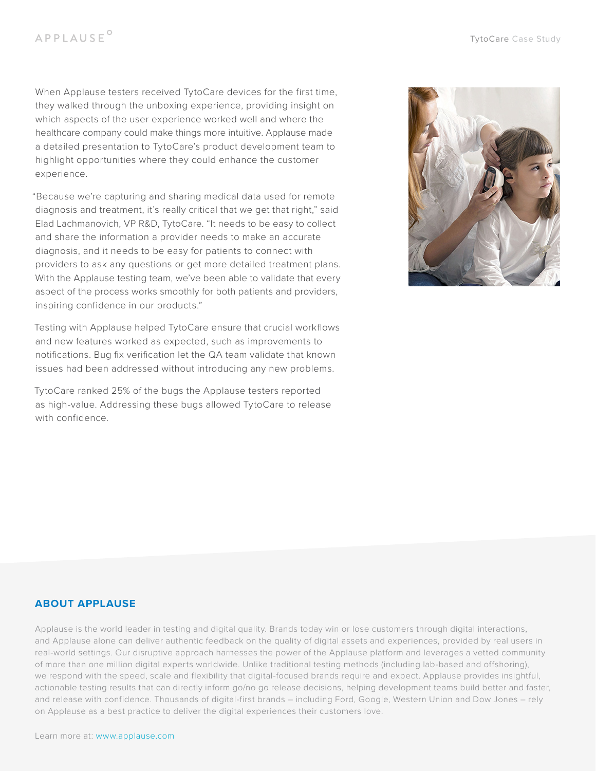When Applause testers received TytoCare devices for the first time, they walked through the unboxing experience, providing insight on which aspects of the user experience worked well and where the healthcare company could make things more intuitive. Applause made a detailed presentation to TytoCare's product development team to highlight opportunities where they could enhance the customer experience.

"Because we're capturing and sharing medical data used for remote diagnosis and treatment, it's really critical that we get that right," said Elad Lachmanovich, VP R&D, TytoCare. "It needs to be easy to collect and share the information a provider needs to make an accurate diagnosis, and it needs to be easy for patients to connect with providers to ask any questions or get more detailed treatment plans. With the Applause testing team, we've been able to validate that every aspect of the process works smoothly for both patients and providers, inspiring confidence in our products."

Testing with Applause helped TytoCare ensure that crucial workflows and new features worked as expected, such as improvements to notifications. Bug fix verification let the QA team validate that known issues had been addressed without introducing any new problems.

TytoCare ranked 25% of the bugs the Applause testers reported as high-value. Addressing these bugs allowed TytoCare to release with confidence.

## ABOUT APPLAUSE

Applause is the world leader in testing and digital quality. Brands today win or lose customers through digital interactions, and Applause alone can deliver authentic feedback on the quality of digital assets and experiences, provided by real users in real-world settings. Our disruptive approach harnesses the power of the Applause platform and leverages a vetted community of more than one million digital experts worldwide. Unlike traditional testing methods (including lab-based and offshoring), we respond with the speed, scale and flexibility that digital-focused brands require and expect. Applause provides insightful, actionable testing results that can directly inform go/no go release decisions, helping development teams build better and faster, and release with confidence. Thousands of digital-first brands – including Ford, Google, Western Union and Dow Jones – rely on Applause as a best practice to deliver the digital experiences their customers love.

Learn more at: www.applause.com